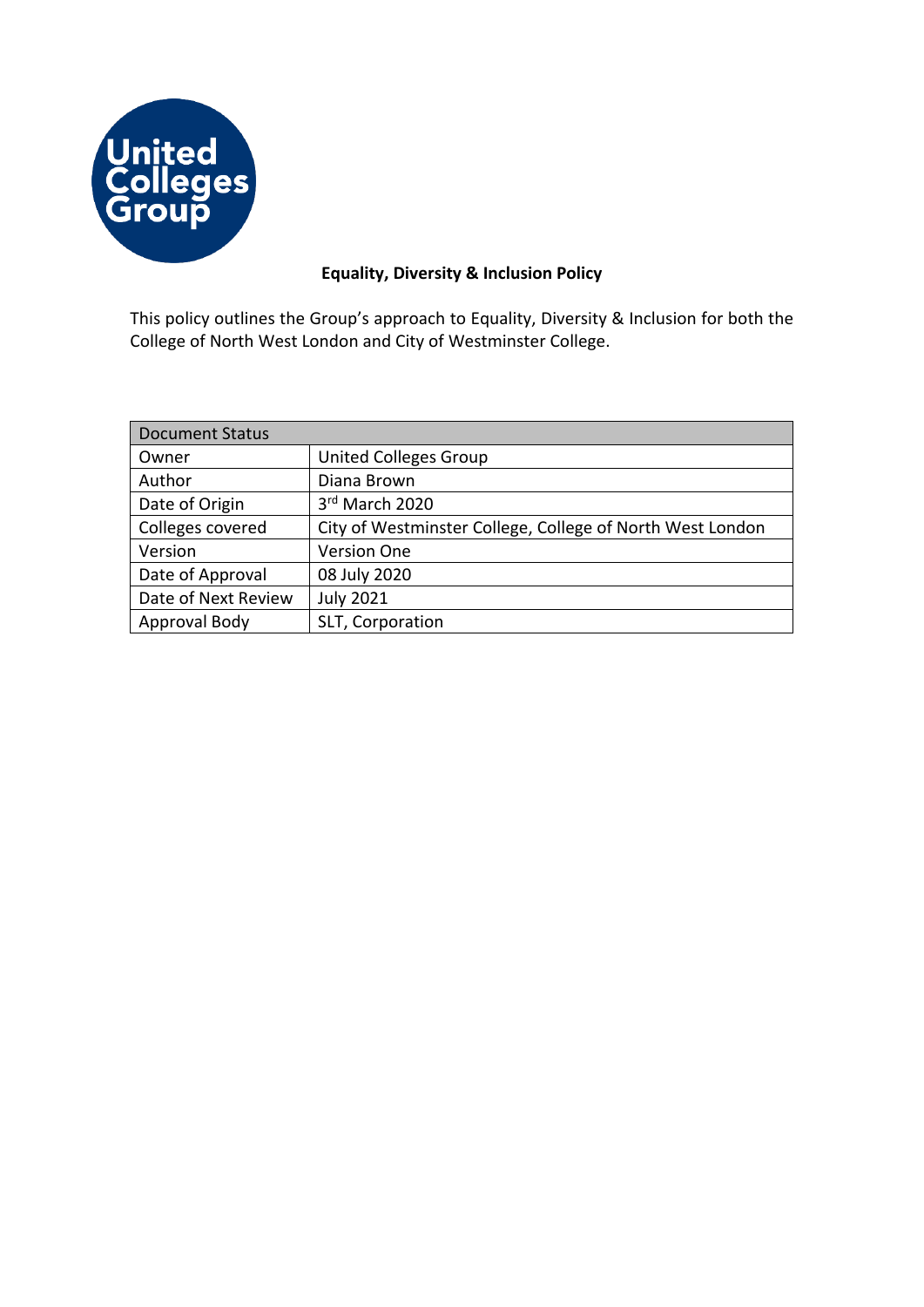United Colleges Group

# Equality, Diversity & Inclusion Policy

This policy outlines the Group's approach to Equality, Diversity & Inclusion for both the College of North West London and City of Westminster College.

| Document Status | |
|---|---|
| Owner | United Colleges Group |
| Author | Diana Brown |
| Date of Origin | 3rd March 2020 |
| Colleges covered | City of Westminster College, College of North West London |
| Version | Version One |
| Date of Approval | 08 July 2020 |
| Date of Next Review | July 2021 |
| Approval Body | SLT, Corporation |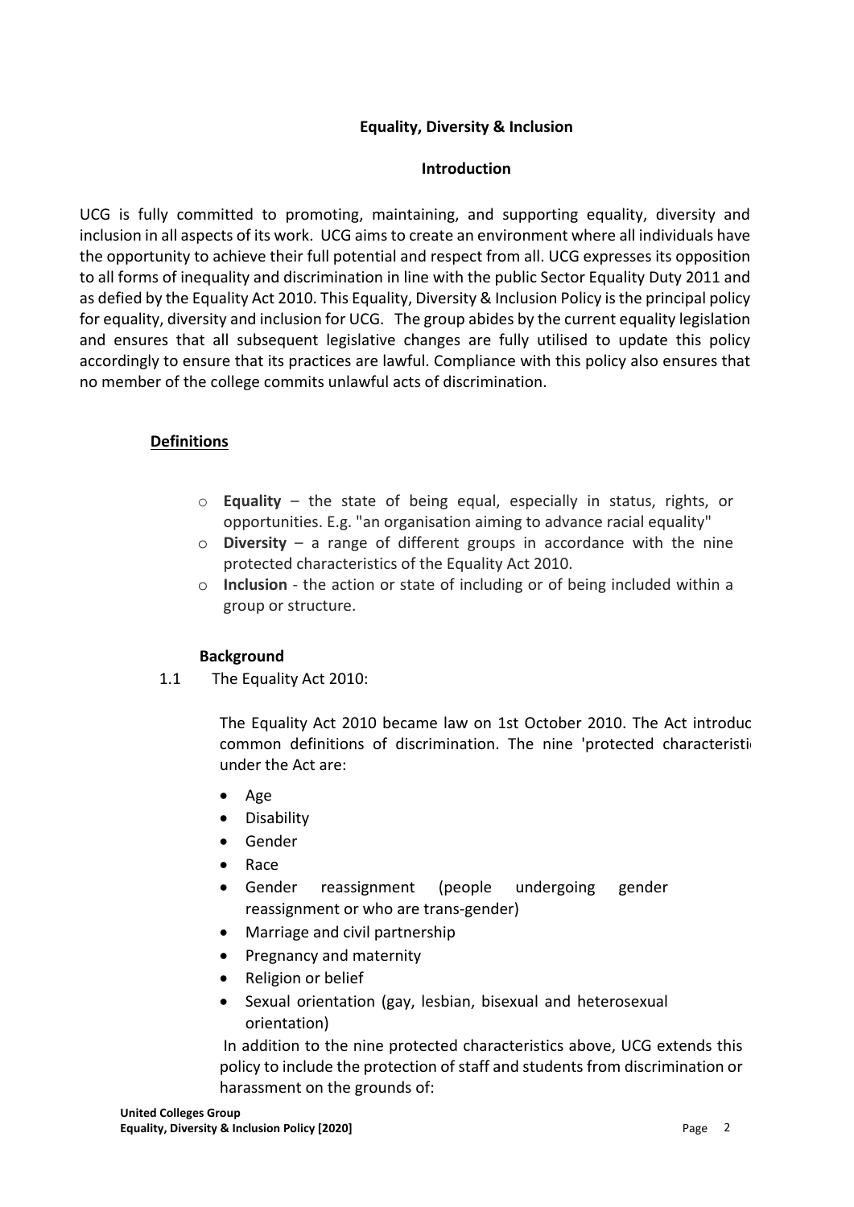**Equality, Diversity & Inclusion**

**Introduction**

UCG is fully committed to promoting, maintaining, and supporting equality, diversity and inclusion in all aspects of its work. UCG aims to create an environment where all individuals have the opportunity to achieve their full potential and respect from all. UCG expresses its opposition to all forms of inequality and discrimination in line with the public Sector Equality Duty 2011 and as defied by the Equality Act 2010. This Equality, Diversity & Inclusion Policy is the principal policy for equality, diversity and inclusion for UCG. The group abides by the current equality legislation and ensures that all subsequent legislative changes are fully utilised to update this policy accordingly to ensure that its practices are lawful. Compliance with this policy also ensures that no member of the college commits unlawful acts of discrimination.

**Definitions**

- **Equality** – the state of being equal, especially in status, rights, or opportunities. E.g. "an organisation aiming to advance racial equality"
- **Diversity** – a range of different groups in accordance with the nine protected characteristics of the Equality Act 2010.
- **Inclusion** - the action or state of including or of being included within a group or structure.

**Background**

1.1 The Equality Act 2010:

The Equality Act 2010 became law on 1st October 2010. The Act introduc common definitions of discrimination. The nine 'protected characteristi under the Act are:

- Age
- Disability
- Gender
- Race
- Gender reassignment (people undergoing gender reassignment or who are trans-gender)
- Marriage and civil partnership
- Pregnancy and maternity
- Religion or belief
- Sexual orientation (gay, lesbian, bisexual and heterosexual orientation)

In addition to the nine protected characteristics above, UCG extends this policy to include the protection of staff and students from discrimination or harassment on the grounds of: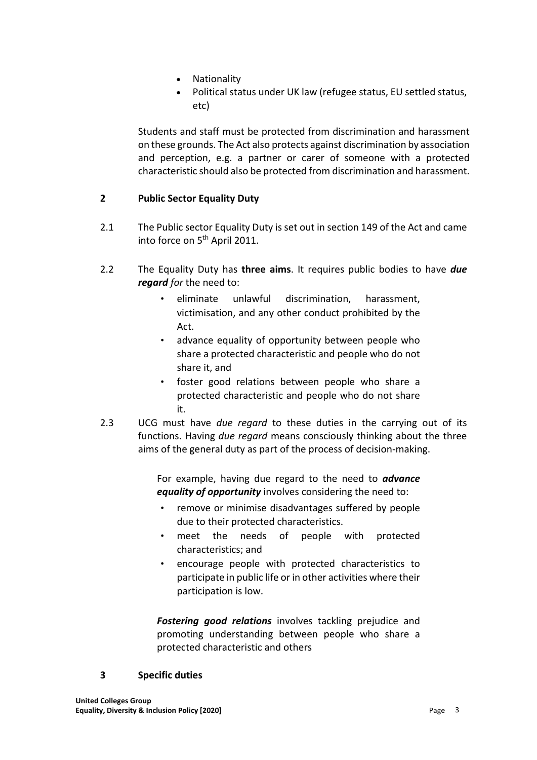- Nationality
- Political status under UK law (refugee status, EU settled status, etc)

Students and staff must be protected from discrimination and harassment on these grounds. The Act also protects against discrimination by association and perception, e.g. a partner or carer of someone with a protected characteristic should also be protected from discrimination and harassment.

## 2 Public Sector Equality Duty

2.1 The Public sector Equality Duty is set out in section 149 of the Act and came into force on 5th April 2011.

2.2 The Equality Duty has **three aims**. It requires public bodies to have ***due regard*** *for* the need to:

- eliminate unlawful discrimination, harassment, victimisation, and any other conduct prohibited by the Act.
- advance equality of opportunity between people who share a protected characteristic and people who do not share it, and
- foster good relations between people who share a protected characteristic and people who do not share it.

2.3 UCG must have *due regard* to these duties in the carrying out of its functions. Having *due regard* means consciously thinking about the three aims of the general duty as part of the process of decision-making.

For example, having due regard to the need to ***advance equality of opportunity*** involves considering the need to:

- remove or minimise disadvantages suffered by people due to their protected characteristics.
- meet the needs of people with protected characteristics; and
- encourage people with protected characteristics to participate in public life or in other activities where their participation is low.

***Fostering good relations*** involves tackling prejudice and promoting understanding between people who share a protected characteristic and others

## 3 Specific duties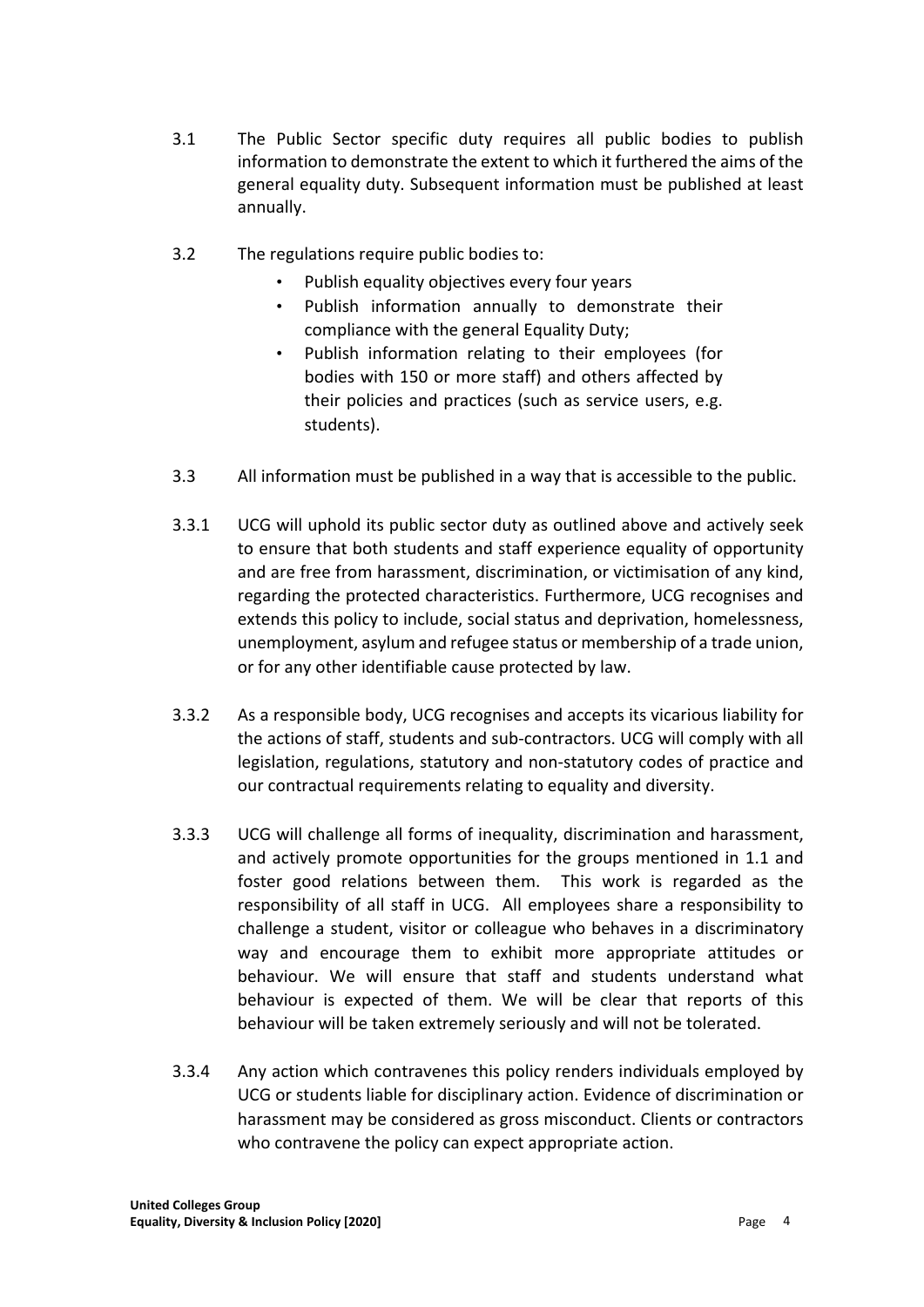3.1 The Public Sector specific duty requires all public bodies to publish information to demonstrate the extent to which it furthered the aims of the general equality duty. Subsequent information must be published at least annually.

3.2 The regulations require public bodies to:

- Publish equality objectives every four years
- Publish information annually to demonstrate their compliance with the general Equality Duty;
- Publish information relating to their employees (for bodies with 150 or more staff) and others affected by their policies and practices (such as service users, e.g. students).

3.3 All information must be published in a way that is accessible to the public.

3.3.1 UCG will uphold its public sector duty as outlined above and actively seek to ensure that both students and staff experience equality of opportunity and are free from harassment, discrimination, or victimisation of any kind, regarding the protected characteristics. Furthermore, UCG recognises and extends this policy to include, social status and deprivation, homelessness, unemployment, asylum and refugee status or membership of a trade union, or for any other identifiable cause protected by law.

3.3.2 As a responsible body, UCG recognises and accepts its vicarious liability for the actions of staff, students and sub-contractors. UCG will comply with all legislation, regulations, statutory and non-statutory codes of practice and our contractual requirements relating to equality and diversity.

3.3.3 UCG will challenge all forms of inequality, discrimination and harassment, and actively promote opportunities for the groups mentioned in 1.1 and foster good relations between them. This work is regarded as the responsibility of all staff in UCG. All employees share a responsibility to challenge a student, visitor or colleague who behaves in a discriminatory way and encourage them to exhibit more appropriate attitudes or behaviour. We will ensure that staff and students understand what behaviour is expected of them. We will be clear that reports of this behaviour will be taken extremely seriously and will not be tolerated.

3.3.4 Any action which contravenes this policy renders individuals employed by UCG or students liable for disciplinary action. Evidence of discrimination or harassment may be considered as gross misconduct. Clients or contractors who contravene the policy can expect appropriate action.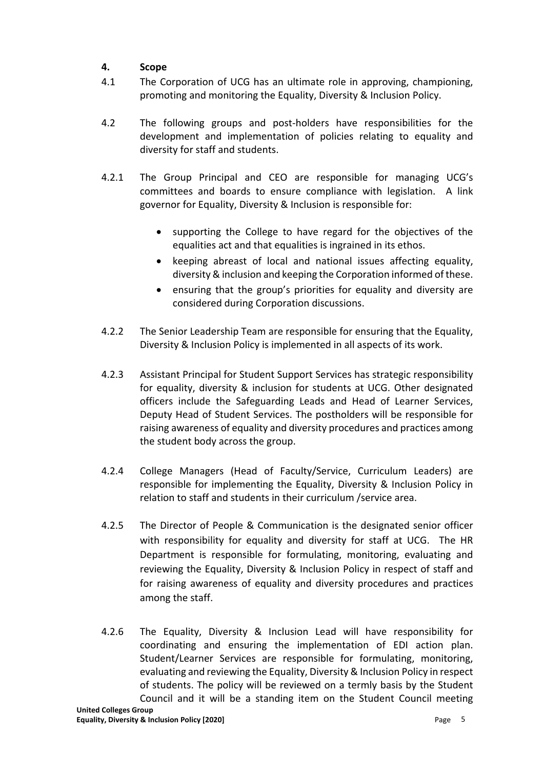## 4. Scope

4.1 The Corporation of UCG has an ultimate role in approving, championing, promoting and monitoring the Equality, Diversity & Inclusion Policy.

4.2 The following groups and post-holders have responsibilities for the development and implementation of policies relating to equality and diversity for staff and students.

4.2.1 The Group Principal and CEO are responsible for managing UCG's committees and boards to ensure compliance with legislation. A link governor for Equality, Diversity & Inclusion is responsible for:

- supporting the College to have regard for the objectives of the equalities act and that equalities is ingrained in its ethos.
- keeping abreast of local and national issues affecting equality, diversity & inclusion and keeping the Corporation informed of these.
- ensuring that the group's priorities for equality and diversity are considered during Corporation discussions.

4.2.2 The Senior Leadership Team are responsible for ensuring that the Equality, Diversity & Inclusion Policy is implemented in all aspects of its work.

4.2.3 Assistant Principal for Student Support Services has strategic responsibility for equality, diversity & inclusion for students at UCG. Other designated officers include the Safeguarding Leads and Head of Learner Services, Deputy Head of Student Services. The postholders will be responsible for raising awareness of equality and diversity procedures and practices among the student body across the group.

4.2.4 College Managers (Head of Faculty/Service, Curriculum Leaders) are responsible for implementing the Equality, Diversity & Inclusion Policy in relation to staff and students in their curriculum /service area.

4.2.5 The Director of People & Communication is the designated senior officer with responsibility for equality and diversity for staff at UCG. The HR Department is responsible for formulating, monitoring, evaluating and reviewing the Equality, Diversity & Inclusion Policy in respect of staff and for raising awareness of equality and diversity procedures and practices among the staff.

4.2.6 The Equality, Diversity & Inclusion Lead will have responsibility for coordinating and ensuring the implementation of EDI action plan. Student/Learner Services are responsible for formulating, monitoring, evaluating and reviewing the Equality, Diversity & Inclusion Policy in respect of students. The policy will be reviewed on a termly basis by the Student Council and it will be a standing item on the Student Council meeting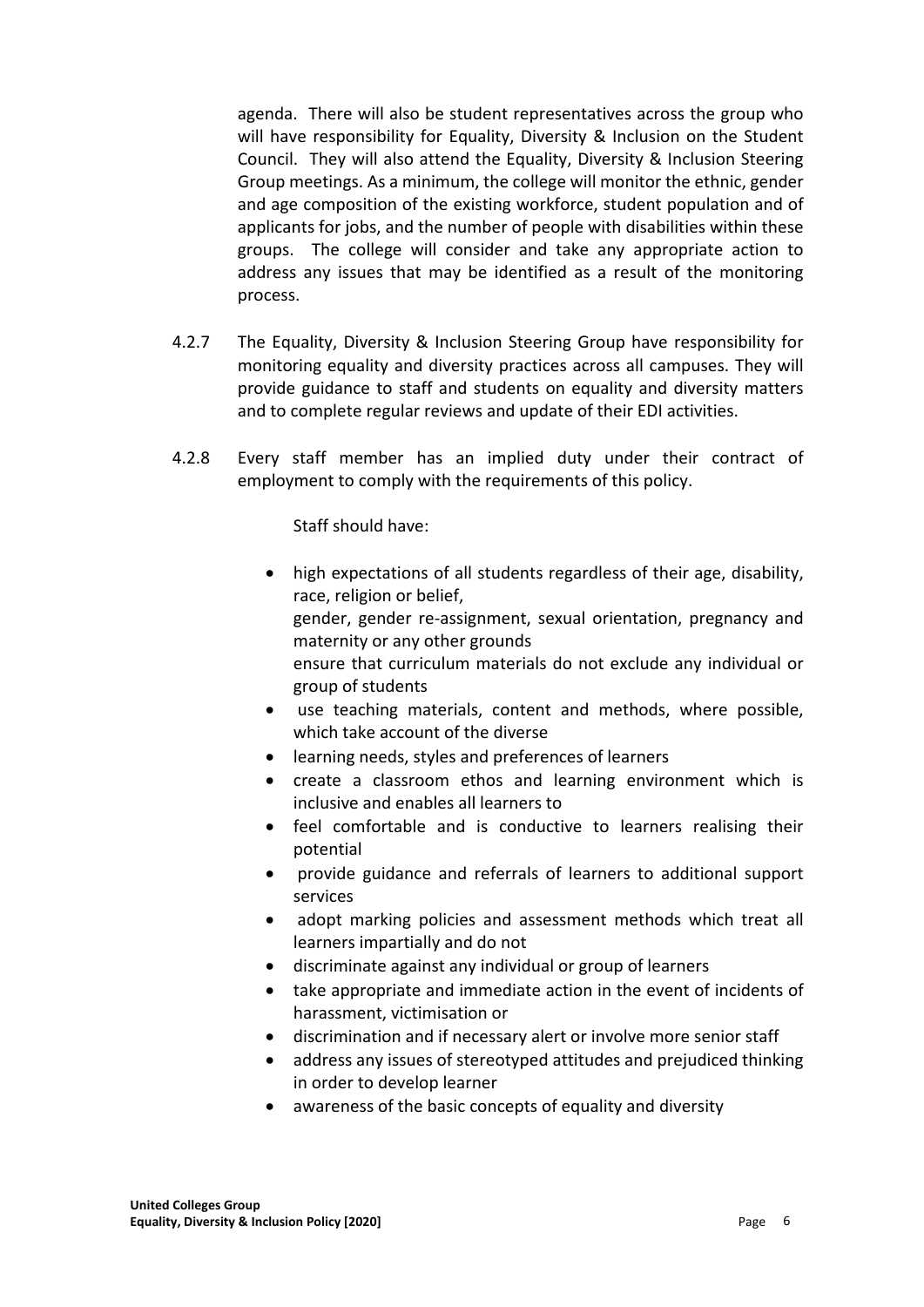agenda. There will also be student representatives across the group who will have responsibility for Equality, Diversity & Inclusion on the Student Council. They will also attend the Equality, Diversity & Inclusion Steering Group meetings. As a minimum, the college will monitor the ethnic, gender and age composition of the existing workforce, student population and of applicants for jobs, and the number of people with disabilities within these groups. The college will consider and take any appropriate action to address any issues that may be identified as a result of the monitoring process.

4.2.7 The Equality, Diversity & Inclusion Steering Group have responsibility for monitoring equality and diversity practices across all campuses. They will provide guidance to staff and students on equality and diversity matters and to complete regular reviews and update of their EDI activities.

4.2.8 Every staff member has an implied duty under their contract of employment to comply with the requirements of this policy.

Staff should have:

- high expectations of all students regardless of their age, disability, race, religion or belief,
  gender, gender re-assignment, sexual orientation, pregnancy and maternity or any other grounds
  ensure that curriculum materials do not exclude any individual or group of students
- use teaching materials, content and methods, where possible, which take account of the diverse
- learning needs, styles and preferences of learners
- create a classroom ethos and learning environment which is inclusive and enables all learners to
- feel comfortable and is conductive to learners realising their potential
- provide guidance and referrals of learners to additional support services
- adopt marking policies and assessment methods which treat all learners impartially and do not
- discriminate against any individual or group of learners
- take appropriate and immediate action in the event of incidents of harassment, victimisation or
- discrimination and if necessary alert or involve more senior staff
- address any issues of stereotyped attitudes and prejudiced thinking in order to develop learner
- awareness of the basic concepts of equality and diversity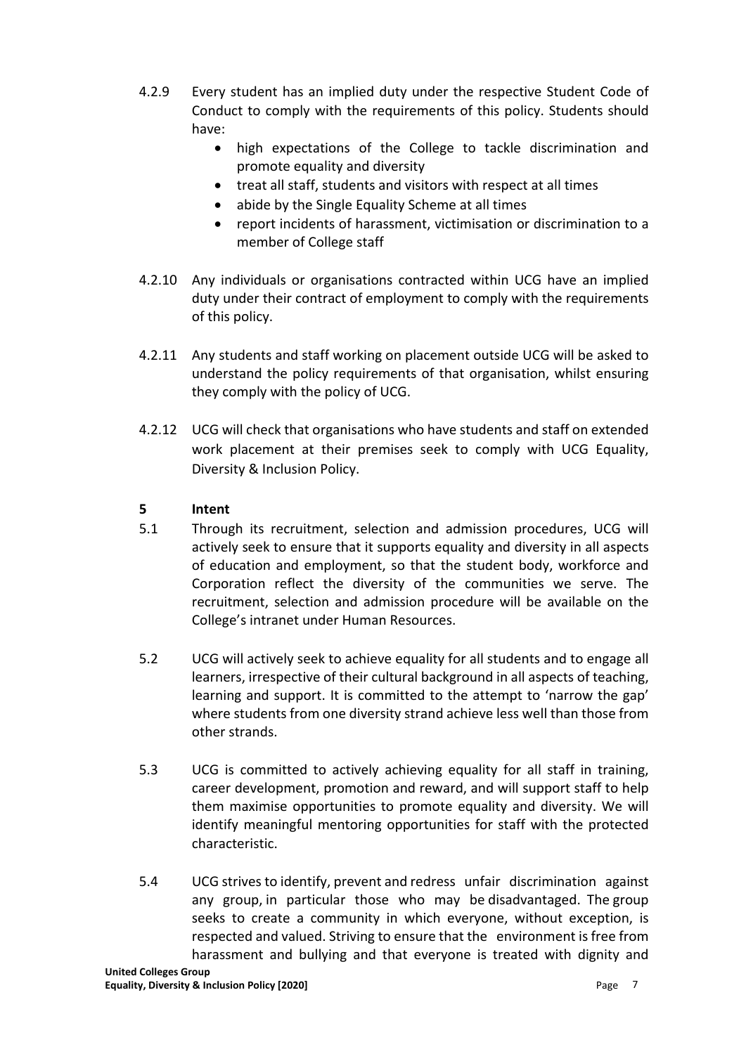4.2.9 Every student has an implied duty under the respective Student Code of Conduct to comply with the requirements of this policy. Students should have:

- high expectations of the College to tackle discrimination and promote equality and diversity
- treat all staff, students and visitors with respect at all times
- abide by the Single Equality Scheme at all times
- report incidents of harassment, victimisation or discrimination to a member of College staff

4.2.10 Any individuals or organisations contracted within UCG have an implied duty under their contract of employment to comply with the requirements of this policy.

4.2.11 Any students and staff working on placement outside UCG will be asked to understand the policy requirements of that organisation, whilst ensuring they comply with the policy of UCG.

4.2.12 UCG will check that organisations who have students and staff on extended work placement at their premises seek to comply with UCG Equality, Diversity & Inclusion Policy.

## 5 Intent

5.1 Through its recruitment, selection and admission procedures, UCG will actively seek to ensure that it supports equality and diversity in all aspects of education and employment, so that the student body, workforce and Corporation reflect the diversity of the communities we serve. The recruitment, selection and admission procedure will be available on the College's intranet under Human Resources.

5.2 UCG will actively seek to achieve equality for all students and to engage all learners, irrespective of their cultural background in all aspects of teaching, learning and support. It is committed to the attempt to 'narrow the gap' where students from one diversity strand achieve less well than those from other strands.

5.3 UCG is committed to actively achieving equality for all staff in training, career development, promotion and reward, and will support staff to help them maximise opportunities to promote equality and diversity. We will identify meaningful mentoring opportunities for staff with the protected characteristic.

5.4 UCG strives to identify, prevent and redress unfair discrimination against any group, in particular those who may be disadvantaged. The group seeks to create a community in which everyone, without exception, is respected and valued. Striving to ensure that the environment is free from harassment and bullying and that everyone is treated with dignity and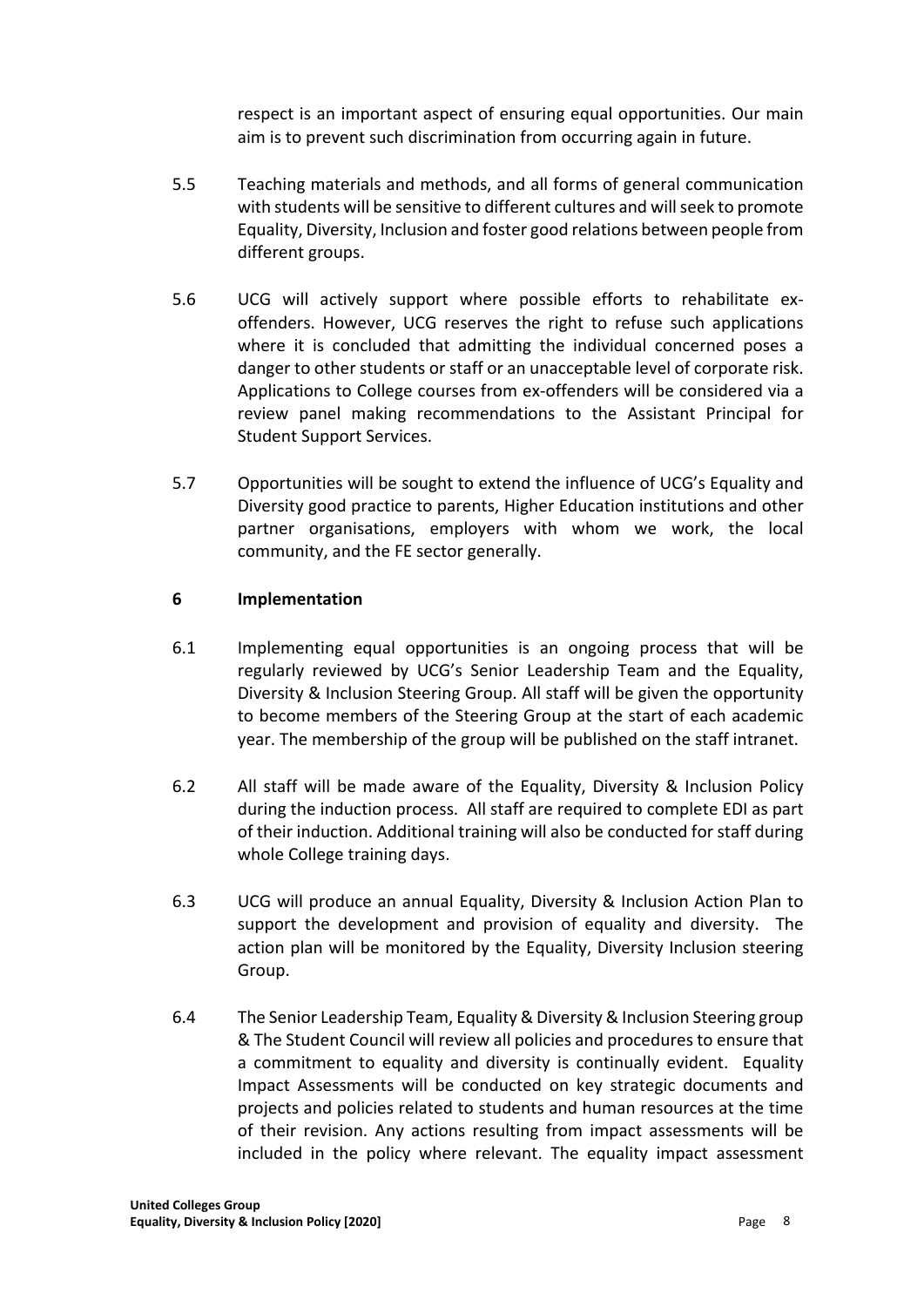respect is an important aspect of ensuring equal opportunities. Our main aim is to prevent such discrimination from occurring again in future.

5.5 Teaching materials and methods, and all forms of general communication with students will be sensitive to different cultures and will seek to promote Equality, Diversity, Inclusion and foster good relations between people from different groups.

5.6 UCG will actively support where possible efforts to rehabilitate ex-offenders. However, UCG reserves the right to refuse such applications where it is concluded that admitting the individual concerned poses a danger to other students or staff or an unacceptable level of corporate risk. Applications to College courses from ex-offenders will be considered via a review panel making recommendations to the Assistant Principal for Student Support Services.

5.7 Opportunities will be sought to extend the influence of UCG's Equality and Diversity good practice to parents, Higher Education institutions and other partner organisations, employers with whom we work, the local community, and the FE sector generally.

## 6 Implementation

6.1 Implementing equal opportunities is an ongoing process that will be regularly reviewed by UCG's Senior Leadership Team and the Equality, Diversity & Inclusion Steering Group. All staff will be given the opportunity to become members of the Steering Group at the start of each academic year. The membership of the group will be published on the staff intranet.

6.2 All staff will be made aware of the Equality, Diversity & Inclusion Policy during the induction process. All staff are required to complete EDI as part of their induction. Additional training will also be conducted for staff during whole College training days.

6.3 UCG will produce an annual Equality, Diversity & Inclusion Action Plan to support the development and provision of equality and diversity. The action plan will be monitored by the Equality, Diversity Inclusion steering Group.

6.4 The Senior Leadership Team, Equality & Diversity & Inclusion Steering group & The Student Council will review all policies and procedures to ensure that a commitment to equality and diversity is continually evident. Equality Impact Assessments will be conducted on key strategic documents and projects and policies related to students and human resources at the time of their revision. Any actions resulting from impact assessments will be included in the policy where relevant. The equality impact assessment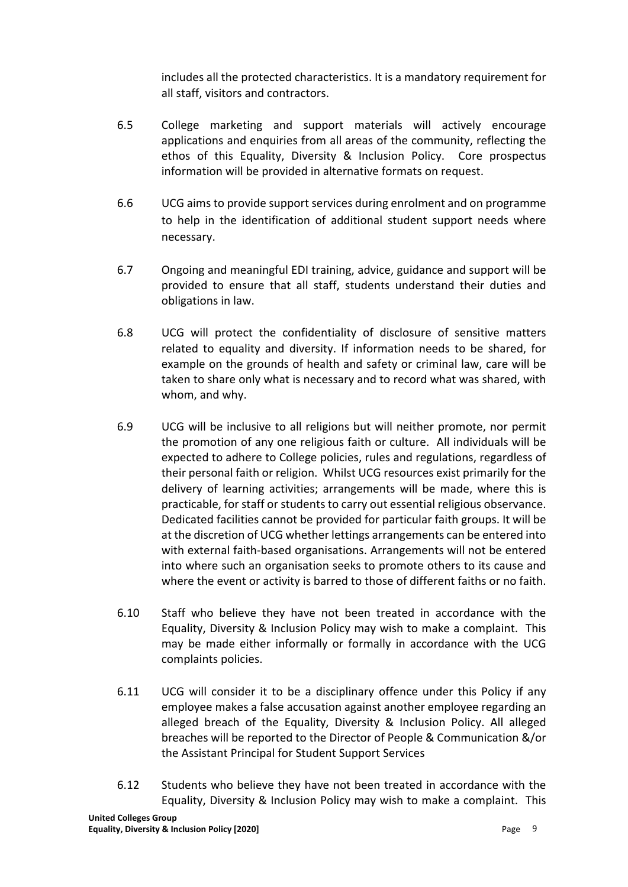includes all the protected characteristics. It is a mandatory requirement for all staff, visitors and contractors.

6.5 College marketing and support materials will actively encourage applications and enquiries from all areas of the community, reflecting the ethos of this Equality, Diversity & Inclusion Policy. Core prospectus information will be provided in alternative formats on request.

6.6 UCG aims to provide support services during enrolment and on programme to help in the identification of additional student support needs where necessary.

6.7 Ongoing and meaningful EDI training, advice, guidance and support will be provided to ensure that all staff, students understand their duties and obligations in law.

6.8 UCG will protect the confidentiality of disclosure of sensitive matters related to equality and diversity. If information needs to be shared, for example on the grounds of health and safety or criminal law, care will be taken to share only what is necessary and to record what was shared, with whom, and why.

6.9 UCG will be inclusive to all religions but will neither promote, nor permit the promotion of any one religious faith or culture. All individuals will be expected to adhere to College policies, rules and regulations, regardless of their personal faith or religion. Whilst UCG resources exist primarily for the delivery of learning activities; arrangements will be made, where this is practicable, for staff or students to carry out essential religious observance. Dedicated facilities cannot be provided for particular faith groups. It will be at the discretion of UCG whether lettings arrangements can be entered into with external faith-based organisations. Arrangements will not be entered into where such an organisation seeks to promote others to its cause and where the event or activity is barred to those of different faiths or no faith.

6.10 Staff who believe they have not been treated in accordance with the Equality, Diversity & Inclusion Policy may wish to make a complaint. This may be made either informally or formally in accordance with the UCG complaints policies.

6.11 UCG will consider it to be a disciplinary offence under this Policy if any employee makes a false accusation against another employee regarding an alleged breach of the Equality, Diversity & Inclusion Policy. All alleged breaches will be reported to the Director of People & Communication &/or the Assistant Principal for Student Support Services

6.12 Students who believe they have not been treated in accordance with the Equality, Diversity & Inclusion Policy may wish to make a complaint. This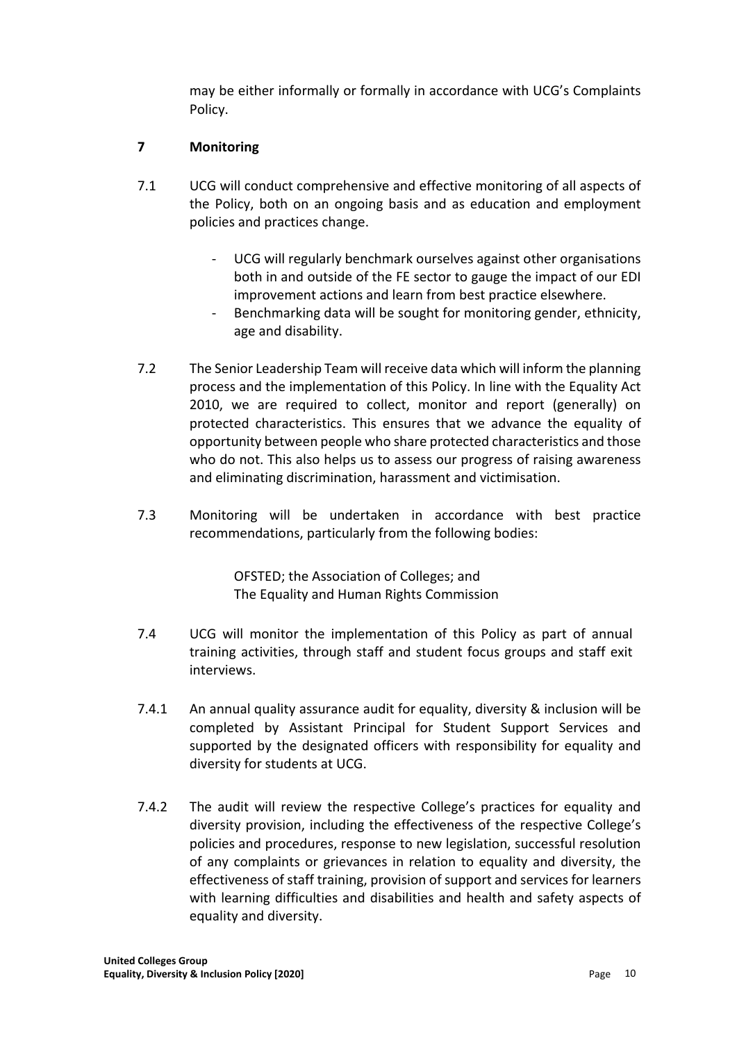may be either informally or formally in accordance with UCG's Complaints Policy.

## 7 Monitoring

7.1 UCG will conduct comprehensive and effective monitoring of all aspects of the Policy, both on an ongoing basis and as education and employment policies and practices change.

- UCG will regularly benchmark ourselves against other organisations both in and outside of the FE sector to gauge the impact of our EDI improvement actions and learn from best practice elsewhere.
- Benchmarking data will be sought for monitoring gender, ethnicity, age and disability.

7.2 The Senior Leadership Team will receive data which will inform the planning process and the implementation of this Policy. In line with the Equality Act 2010, we are required to collect, monitor and report (generally) on protected characteristics. This ensures that we advance the equality of opportunity between people who share protected characteristics and those who do not. This also helps us to assess our progress of raising awareness and eliminating discrimination, harassment and victimisation.

7.3 Monitoring will be undertaken in accordance with best practice recommendations, particularly from the following bodies:

OFSTED; the Association of Colleges; and
The Equality and Human Rights Commission

7.4 UCG will monitor the implementation of this Policy as part of annual training activities, through staff and student focus groups and staff exit interviews.

7.4.1 An annual quality assurance audit for equality, diversity & inclusion will be completed by Assistant Principal for Student Support Services and supported by the designated officers with responsibility for equality and diversity for students at UCG.

7.4.2 The audit will review the respective College's practices for equality and diversity provision, including the effectiveness of the respective College's policies and procedures, response to new legislation, successful resolution of any complaints or grievances in relation to equality and diversity, the effectiveness of staff training, provision of support and services for learners with learning difficulties and disabilities and health and safety aspects of equality and diversity.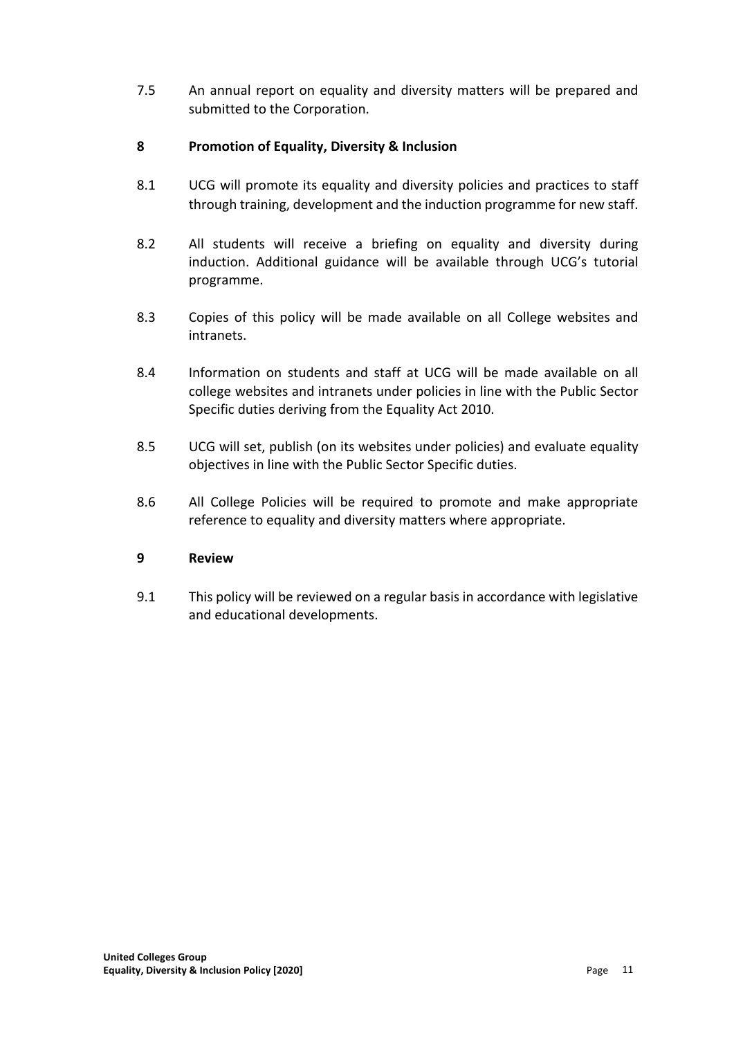7.5 An annual report on equality and diversity matters will be prepared and submitted to the Corporation.

## 8 Promotion of Equality, Diversity & Inclusion

8.1 UCG will promote its equality and diversity policies and practices to staff through training, development and the induction programme for new staff.

8.2 All students will receive a briefing on equality and diversity during induction. Additional guidance will be available through UCG's tutorial programme.

8.3 Copies of this policy will be made available on all College websites and intranets.

8.4 Information on students and staff at UCG will be made available on all college websites and intranets under policies in line with the Public Sector Specific duties deriving from the Equality Act 2010.

8.5 UCG will set, publish (on its websites under policies) and evaluate equality objectives in line with the Public Sector Specific duties.

8.6 All College Policies will be required to promote and make appropriate reference to equality and diversity matters where appropriate.

## 9 Review

9.1 This policy will be reviewed on a regular basis in accordance with legislative and educational developments.